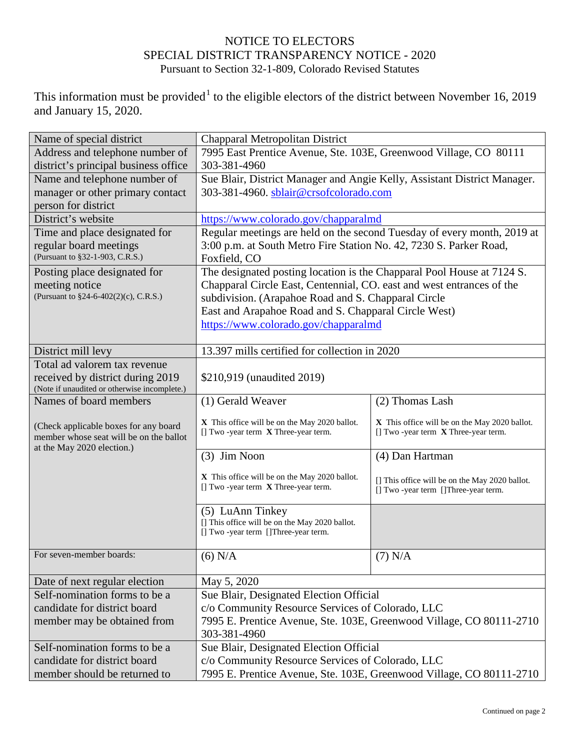# NOTICE TO ELECTORS
## SPECIAL DISTRICT TRANSPARENCY NOTICE - 2020
Pursuant to Section 32-1-809, Colorado Revised Statutes

This information must be provided[1] to the eligible electors of the district between November 16, 2019 and January 15, 2020.

| | | |
|---|---|---|
| Name of special district | Chapparal Metropolitan District | |
| Address and telephone number of district's principal business office | 7995 East Prentice Avenue, Ste. 103E, Greenwood Village, CO 80111 303-381-4960 | |
| Name and telephone number of manager or other primary contact person for district | Sue Blair, District Manager and Angie Kelly, Assistant District Manager. 303-381-4960. sblair@crsofcolorado.com | |
| District's website | https://www.colorado.gov/chapparalmd | |
| Time and place designated for regular board meetings (Pursuant to §32-1-903, C.R.S.) | Regular meetings are held on the second Tuesday of every month, 2019 at 3:00 p.m. at South Metro Fire Station No. 42, 7230 S. Parker Road, Foxfield, CO | |
| Posting place designated for meeting notice (Pursuant to §24-6-402(2)(c), C.R.S.) | The designated posting location is the Chapparal Pool House at 7124 S. Chapparal Circle East, Centennial, CO. east and west entrances of the subdivision. (Arapahoe Road and S. Chapparal Circle East and Arapahoe Road and S. Chapparal Circle West) https://www.colorado.gov/chapparalmd | |
| District mill levy | 13.397 mills certified for collection in 2020 | |
| Total ad valorem tax revenue received by district during 2019 (Note if unaudited or otherwise incomplete.) | $210,919 (unaudited 2019) | |
| Names of board members (Check applicable boxes for any board member whose seat will be on the ballot at the May 2020 election.) | (1) Gerald Weaver<br>X This office will be on the May 2020 ballot.<br>[] Two -year term X Three-year term. | (2) Thomas Lash<br>X This office will be on the May 2020 ballot.<br>[] Two -year term X Three-year term. |
| | (3) Jim Noon<br>X This office will be on the May 2020 ballot.<br>[] Two -year term X Three-year term. | (4) Dan Hartman<br>[] This office will be on the May 2020 ballot.<br>[] Two -year term []Three-year term. |
| | (5) LuAnn Tinkey<br>[] This office will be on the May 2020 ballot.<br>[] Two -year term []Three-year term. | |
| For seven-member boards: | (6) N/A | (7) N/A |
| Date of next regular election | May 5, 2020 | |
| Self-nomination forms to be a candidate for district board member may be obtained from | Sue Blair, Designated Election Official<br>c/o Community Resource Services of Colorado, LLC<br>7995 E. Prentice Avenue, Ste. 103E, Greenwood Village, CO 80111-2710<br>303-381-4960 | |
| Self-nomination forms to be a candidate for district board member should be returned to | Sue Blair, Designated Election Official<br>c/o Community Resource Services of Colorado, LLC<br>7995 E. Prentice Avenue, Ste. 103E, Greenwood Village, CO 80111-2710 | |

Continued on page 2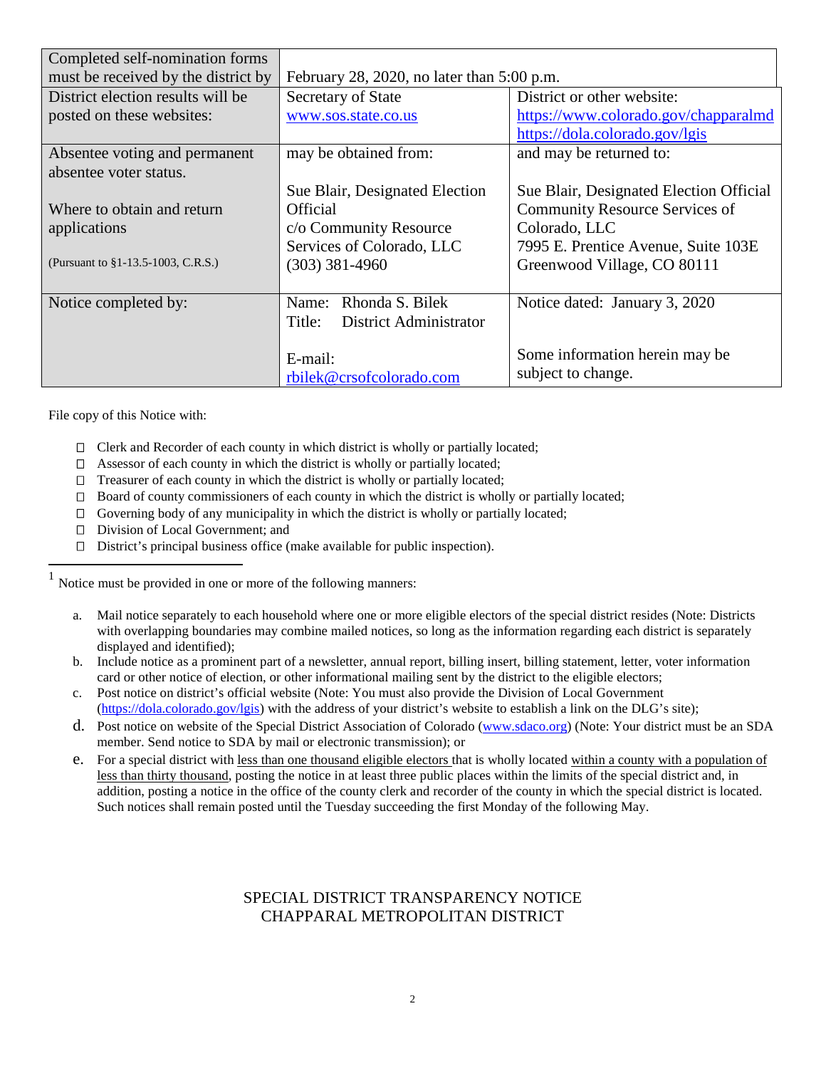| | | |
|---|---|---|
| Completed self-nomination forms must be received by the district by | February 28, 2020, no later than 5:00 p.m. | |
| District election results will be posted on these websites: | Secretary of State<br>www.sos.state.co.us | District or other website:<br>https://www.colorado.gov/chapparalmd<br>https://dola.colorado.gov/lgis |
| Absentee voting and permanent absentee voter status.<br><br>Where to obtain and return applications<br><br>(Pursuant to §1-13.5-1003, C.R.S.) | may be obtained from:<br><br>Sue Blair, Designated Election Official<br>c/o Community Resource Services of Colorado, LLC<br>(303) 381-4960 | and may be returned to:<br><br>Sue Blair, Designated Election Official<br>Community Resource Services of Colorado, LLC<br>7995 E. Prentice Avenue, Suite 103E<br>Greenwood Village, CO 80111 |
| Notice completed by: | Name: Rhonda S. Bilek<br>Title: District Administrator<br><br>E-mail:<br>rbilek@crsofcolorado.com | Notice dated: January 3, 2020<br><br>Some information herein may be subject to change. |

File copy of this Notice with:

- ☐ Clerk and Recorder of each county in which district is wholly or partially located;
- ☐ Assessor of each county in which the district is wholly or partially located;
- ☐ Treasurer of each county in which the district is wholly or partially located;
- ☐ Board of county commissioners of each county in which the district is wholly or partially located;
- ☐ Governing body of any municipality in which the district is wholly or partially located;
- ☐ Division of Local Government; and
- ☐ District's principal business office (make available for public inspection).

---

[1] Notice must be provided in one or more of the following manners:

a. Mail notice separately to each household where one or more eligible electors of the special district resides (Note: Districts with overlapping boundaries may combine mailed notices, so long as the information regarding each district is separately displayed and identified);

b. Include notice as a prominent part of a newsletter, annual report, billing insert, billing statement, letter, voter information card or other notice of election, or other informational mailing sent by the district to the eligible electors;

c. Post notice on district's official website (Note: You must also provide the Division of Local Government (https://dola.colorado.gov/lgis) with the address of your district's website to establish a link on the DLG's site);

d. Post notice on website of the Special District Association of Colorado (www.sdaco.org) (Note: Your district must be an SDA member. Send notice to SDA by mail or electronic transmission); or

e. For a special district with less than one thousand eligible electors that is wholly located within a county with a population of less than thirty thousand, posting the notice in at least three public places within the limits of the special district and, in addition, posting a notice in the office of the county clerk and recorder of the county in which the special district is located. Such notices shall remain posted until the Tuesday succeeding the first Monday of the following May.

SPECIAL DISTRICT TRANSPARENCY NOTICE
CHAPPARAL METROPOLITAN DISTRICT